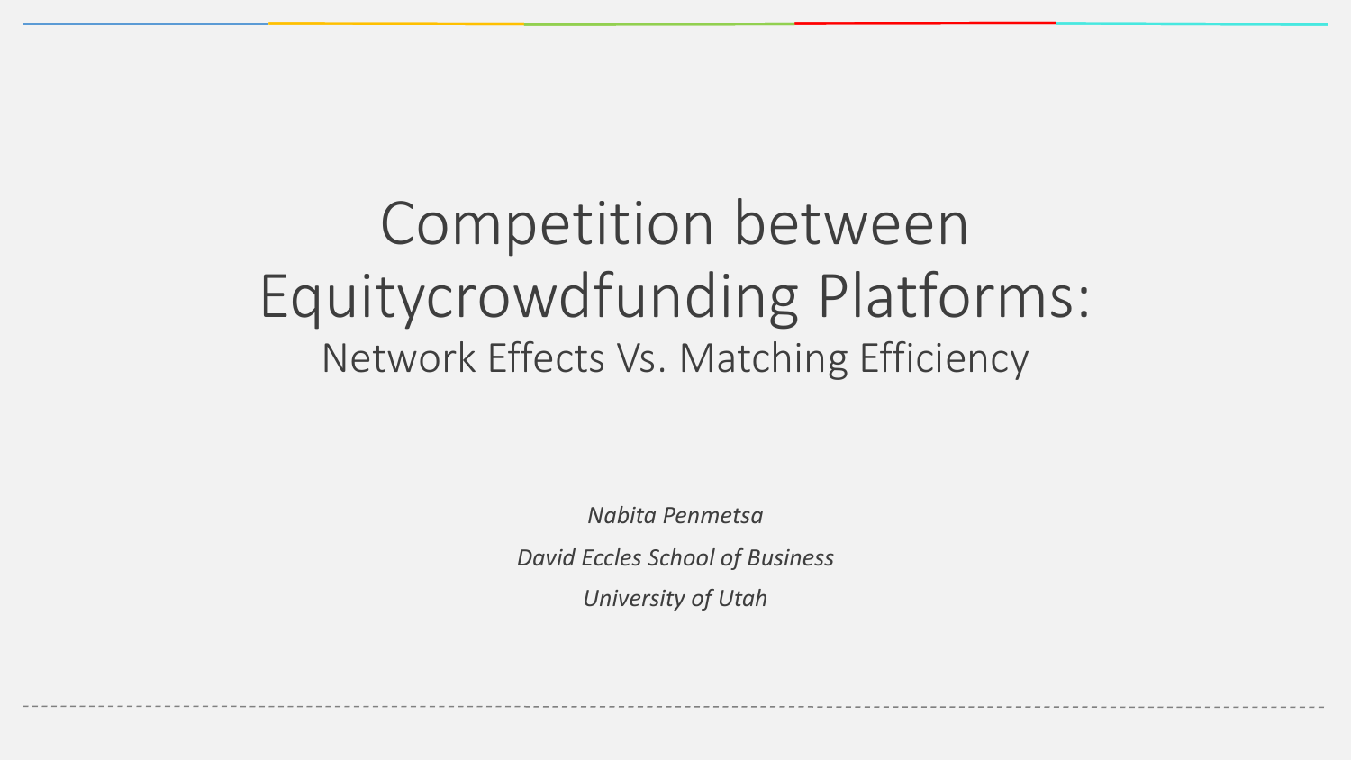# Competition between Equitycrowdfunding Platforms:

## Network Effects Vs. Matching Efficiency

*Nabita Penmetsa*

*David Eccles School of Business*

*University of Utah*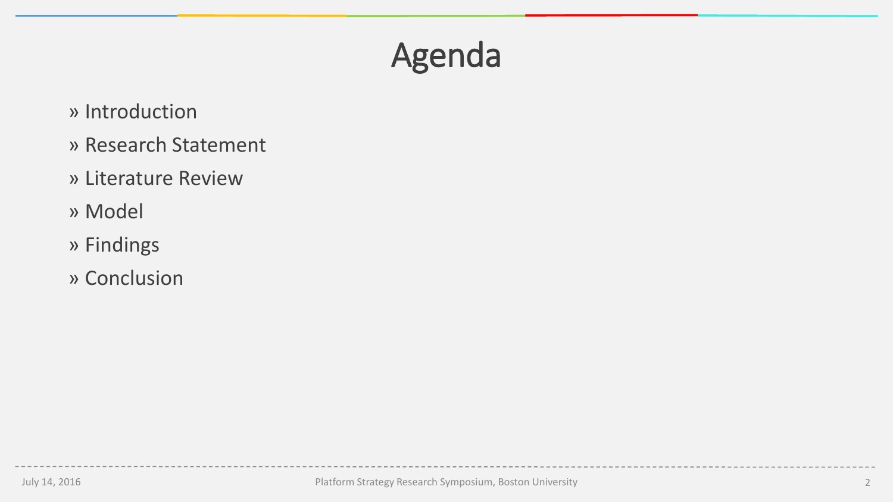# Agenda

» Introduction

» Research Statement

» Literature Review

» Model

» Findings

» Conclusion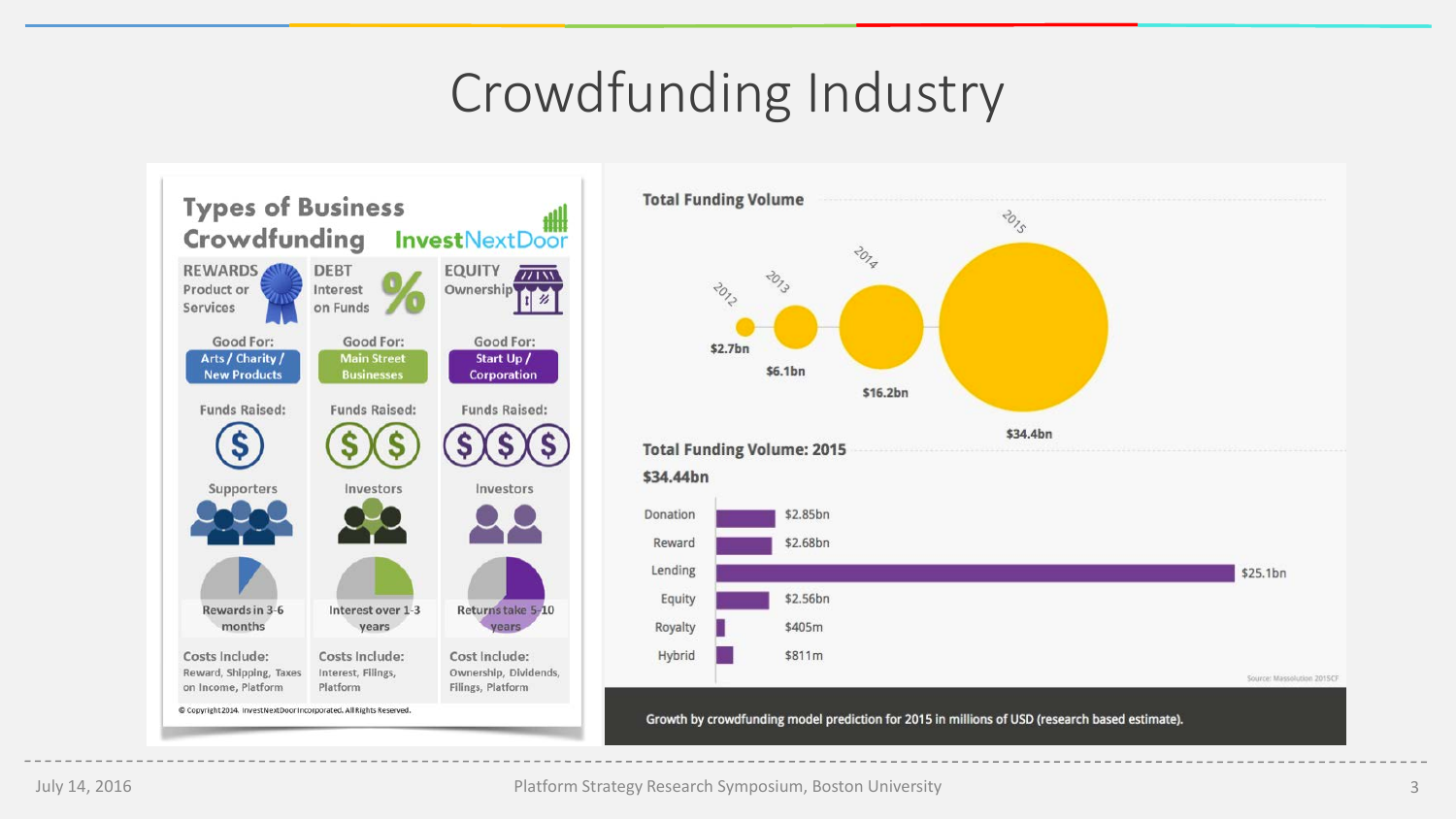# Crowdfunding Industry

## Types of Business Crowdfunding

InvestNextDoor

| | REWARDS | DEBT | EQUITY |
|---|---|---|---|
| | Product or Services | Interest on Funds | Ownership |
| Good For: | Arts / Charity / New Products | Main Street Businesses | Start Up / Corporation |
| Funds Raised: | $ | $ $ | $ $ $ |
| | Supporters | Investors | Investors |
| | Rewards in 3-6 months | Interest over 1-3 years | Returns take 5-10 years |
| Costs Include: | Reward, Shipping, Taxes on Income, Platform | Interest, Filings, Platform | Ownership, Dividends, Filings, Platform |

© Copyright 2014. InvestNextDoor Incorporated. All Rights Reserved.

### Total Funding Volume

| Year | Volume |
|---|---|
| 2012 | $2.7bn |
| 2013 | $6.1bn |
| 2014 | $16.2bn |
| 2015 | $34.4bn |

### Total Funding Volume: 2015

**$34.44bn**

| Model | Volume |
|---|---|
| Donation | $2.85bn |
| Reward | $2.68bn |
| Lending | $25.1bn |
| Equity | $2.56bn |
| Royalty | $405m |
| Hybrid | $811m |

Source: Massolution 2015CF

Growth by crowdfunding model prediction for 2015 in millions of USD (research based estimate).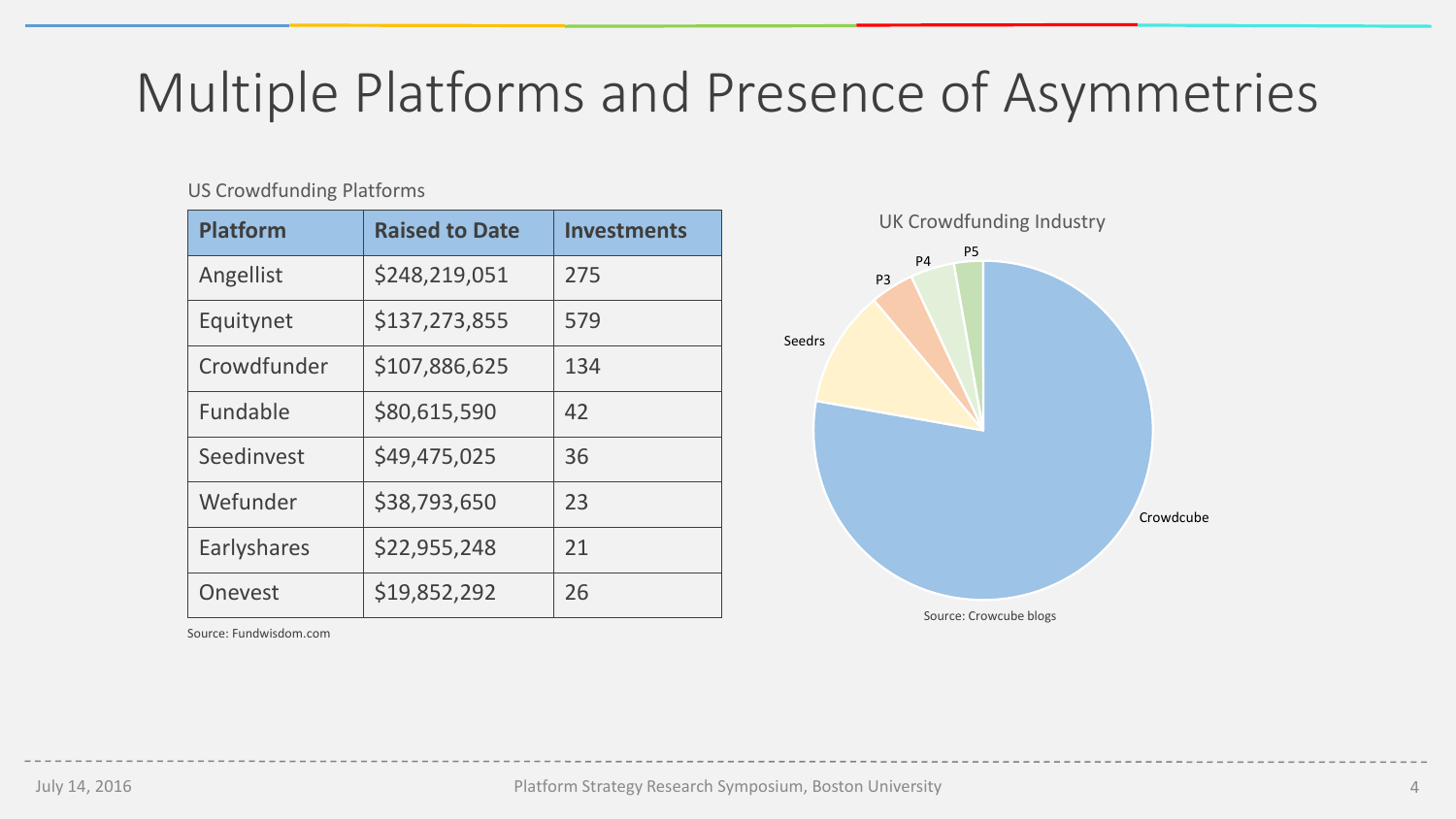# Multiple Platforms and Presence of Asymmetries

US Crowdfunding Platforms

| Platform | Raised to Date | Investments |
| --- | --- | --- |
| Angellist | $248,219,051 | 275 |
| Equitynet | $137,273,855 | 579 |
| Crowdfunder | $107,886,625 | 134 |
| Fundable | $80,615,590 | 42 |
| Seedinvest | $49,475,025 | 36 |
| Wefunder | $38,793,650 | 23 |
| Earlyshares | $22,955,248 | 21 |
| Onevest | $19,852,292 | 26 |

Source: Fundwisdom.com

UK Crowdfunding Industry

Crowdcube, Seedrs, P3, P4, P5

Source: Crowcube blogs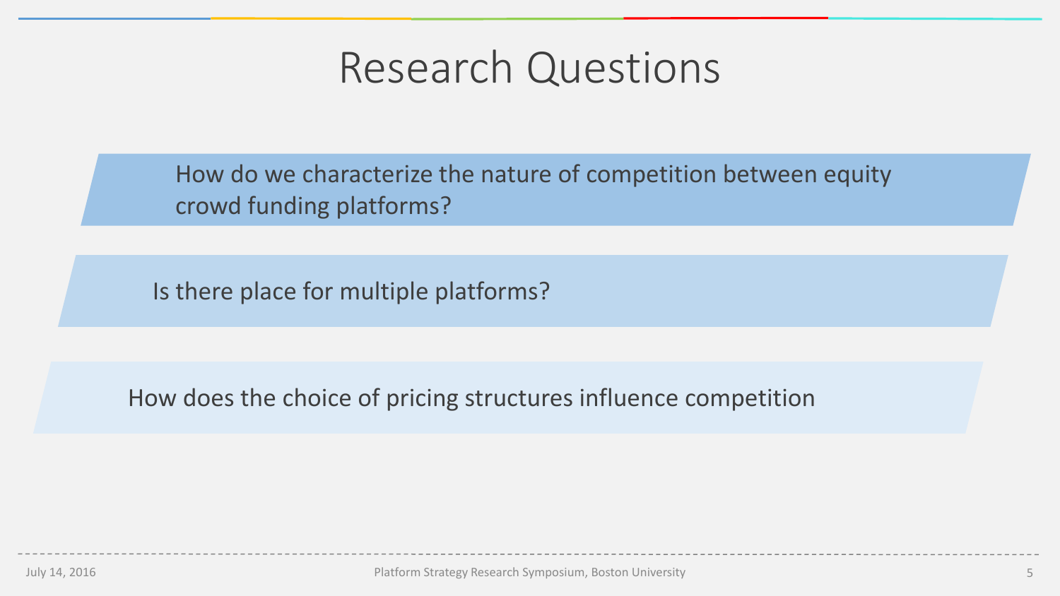# Research Questions

How do we characterize the nature of competition between equity crowd funding platforms?

Is there place for multiple platforms?

How does the choice of pricing structures influence competition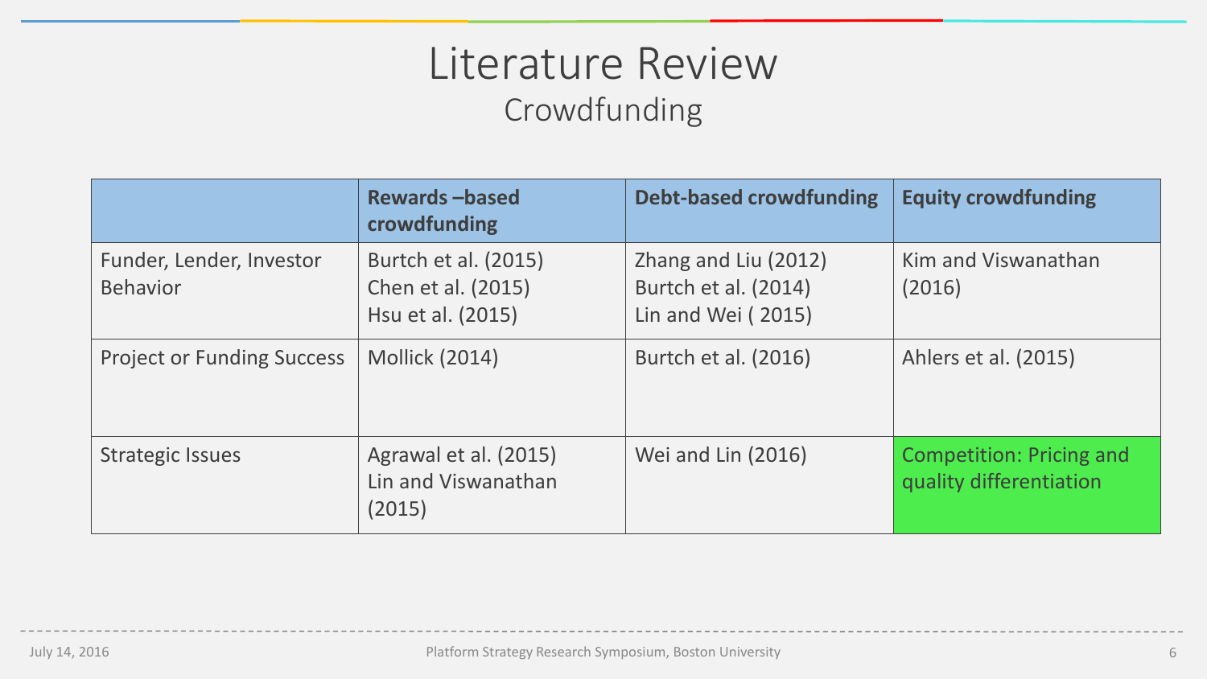# Literature Review

## Crowdfunding

| | Rewards –based crowdfunding | Debt-based crowdfunding | Equity crowdfunding |
|---|---|---|---|
| Funder, Lender, Investor Behavior | Burtch et al. (2015)<br>Chen et al. (2015)<br>Hsu et al. (2015) | Zhang and Liu (2012)<br>Burtch et al. (2014)<br>Lin and Wei ( 2015) | Kim and Viswanathan (2016) |
| Project or Funding Success | Mollick (2014) | Burtch et al. (2016) | Ahlers et al. (2015) |
| Strategic Issues | Agrawal et al. (2015)<br>Lin and Viswanathan (2015) | Wei and Lin (2016) | Competition: Pricing and quality differentiation |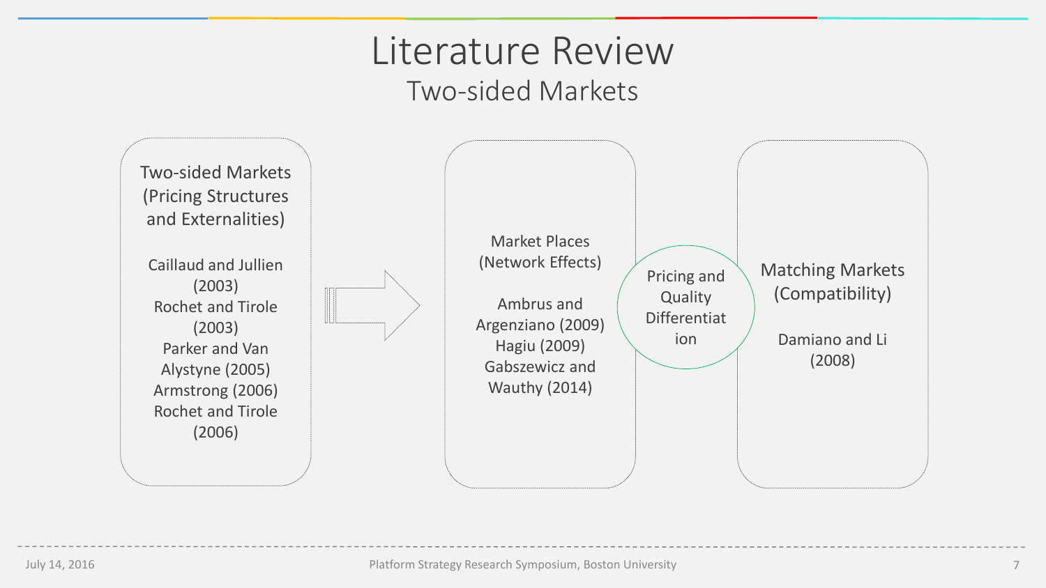# Literature Review

## Two-sided Markets

**Two-sided Markets (Pricing Structures and Externalities)**

Caillaud and Jullien (2003)
Rochet and Tirole (2003)
Parker and Van Alystyne (2005)
Armstrong (2006)
Rochet and Tirole (2006)

**Market Places (Network Effects)**

Ambrus and Argenziano (2009)
Hagiu (2009)
Gabszewicz and Wauthy (2014)

**Pricing and Quality Differentiation**

**Matching Markets (Compatibility)**

Damiano and Li (2008)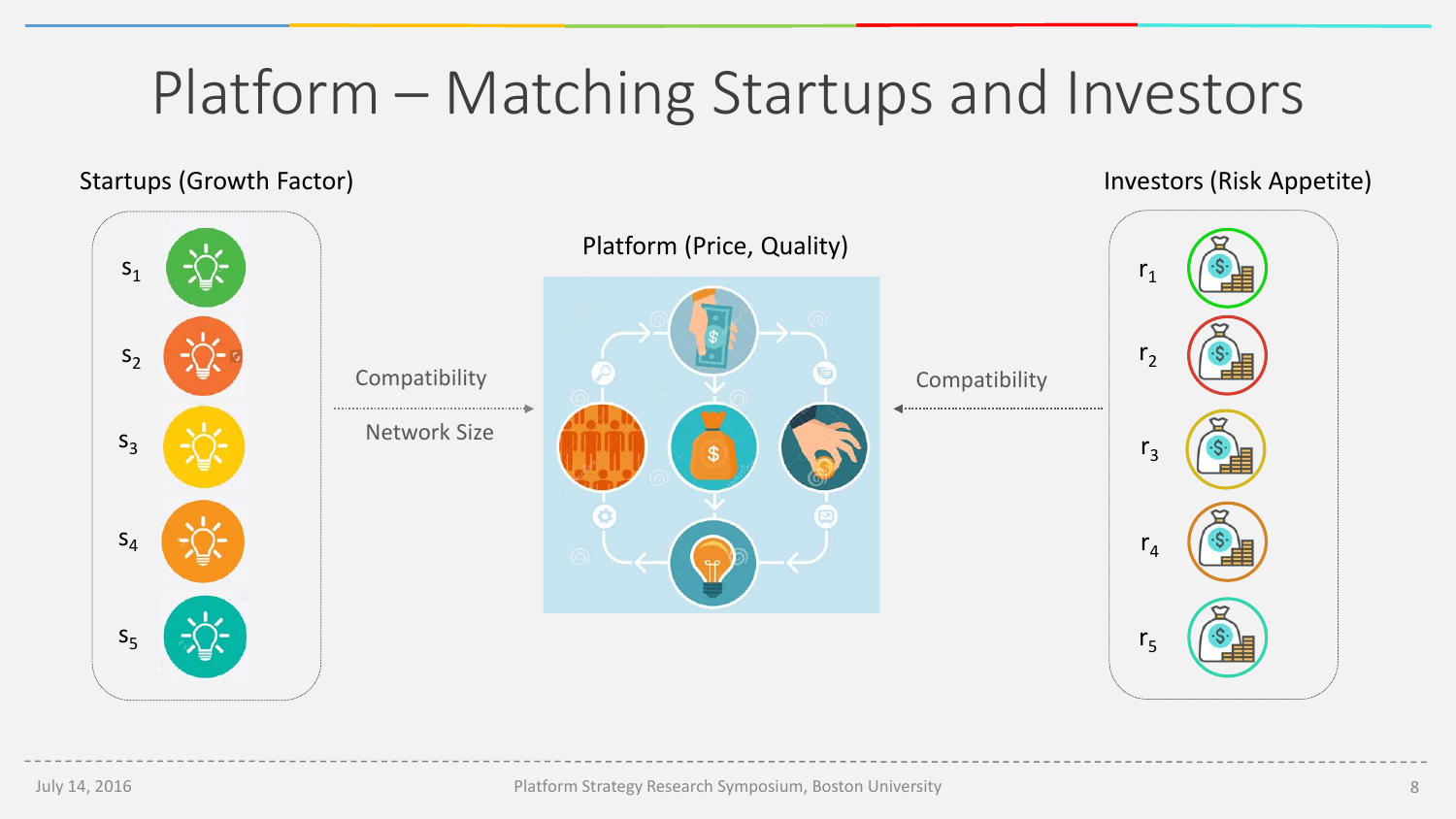# Platform – Matching Startups and Investors

Startups (Growth Factor)

$s_1$

$s_2$

$s_3$

$s_4$

$s_5$

Compatibility

Network Size

Platform (Price, Quality)

Compatibility

Investors (Risk Appetite)

$r_1$

$r_2$

$r_3$

$r_4$

$r_5$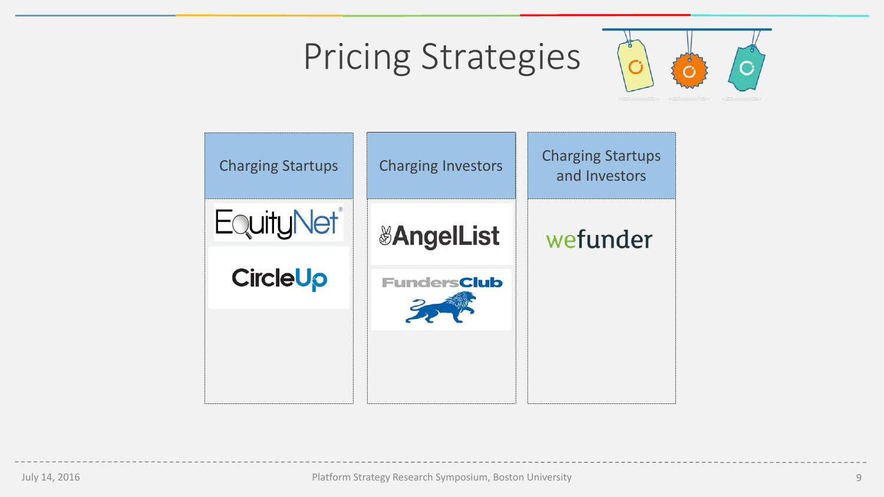# Pricing Strategies

| Charging Startups | Charging Investors | Charging Startups and Investors |
| --- | --- | --- |
| EquityNet | AngelList | wefunder |
| CircleUp | FundersClub | |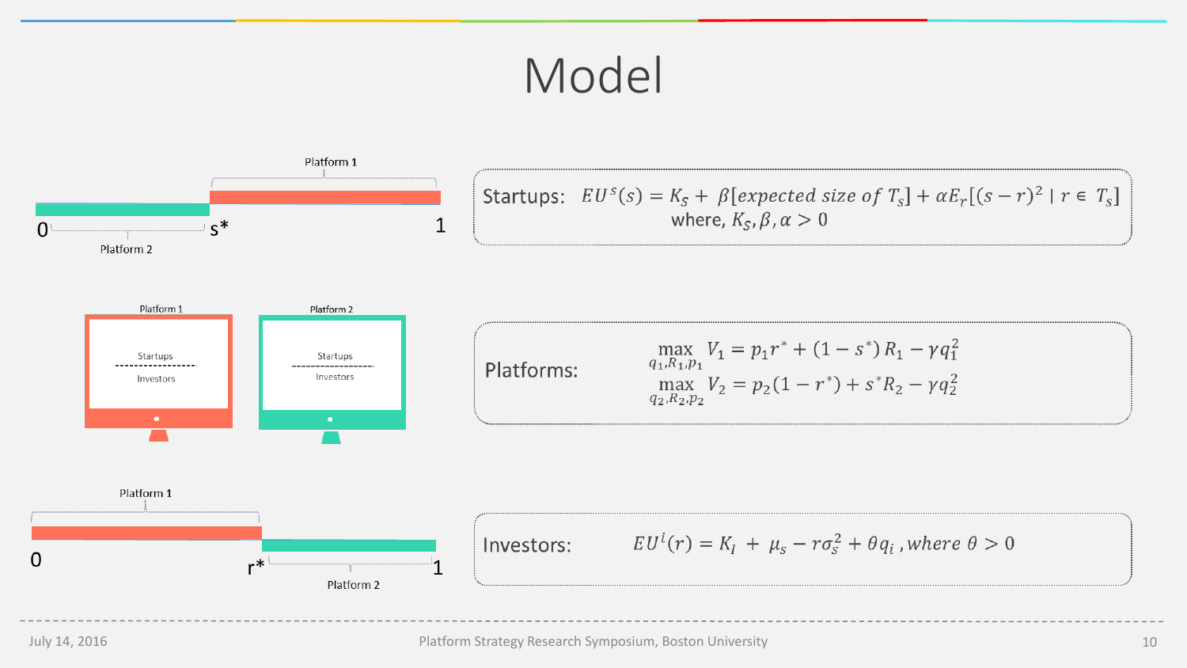# Model

Platform 1

0 s* 1

Platform 2

**Startups:** $EU^{s}(s) = K_s + \beta[\textit{expected size of } T_s] + \alpha E_r[(s-r)^2 \mid r \in T_s]$
where, $K_s, \beta, \alpha > 0$

Platform 1: Startups / Investors

Platform 2: Startups / Investors

**Platforms:**

$$\max_{q_1, R_1, p_1} V_1 = p_1 r^* + (1 - s^*) R_1 - \gamma q_1^2$$

$$\max_{q_2, R_2, p_2} V_2 = p_2(1 - r^*) + s^* R_2 - \gamma q_2^2$$

Platform 1

0 r* 1

Platform 2

**Investors:** $EU^{i}(r) = K_I + \mu_s - r\sigma_s^2 + \theta q_i$, where $\theta > 0$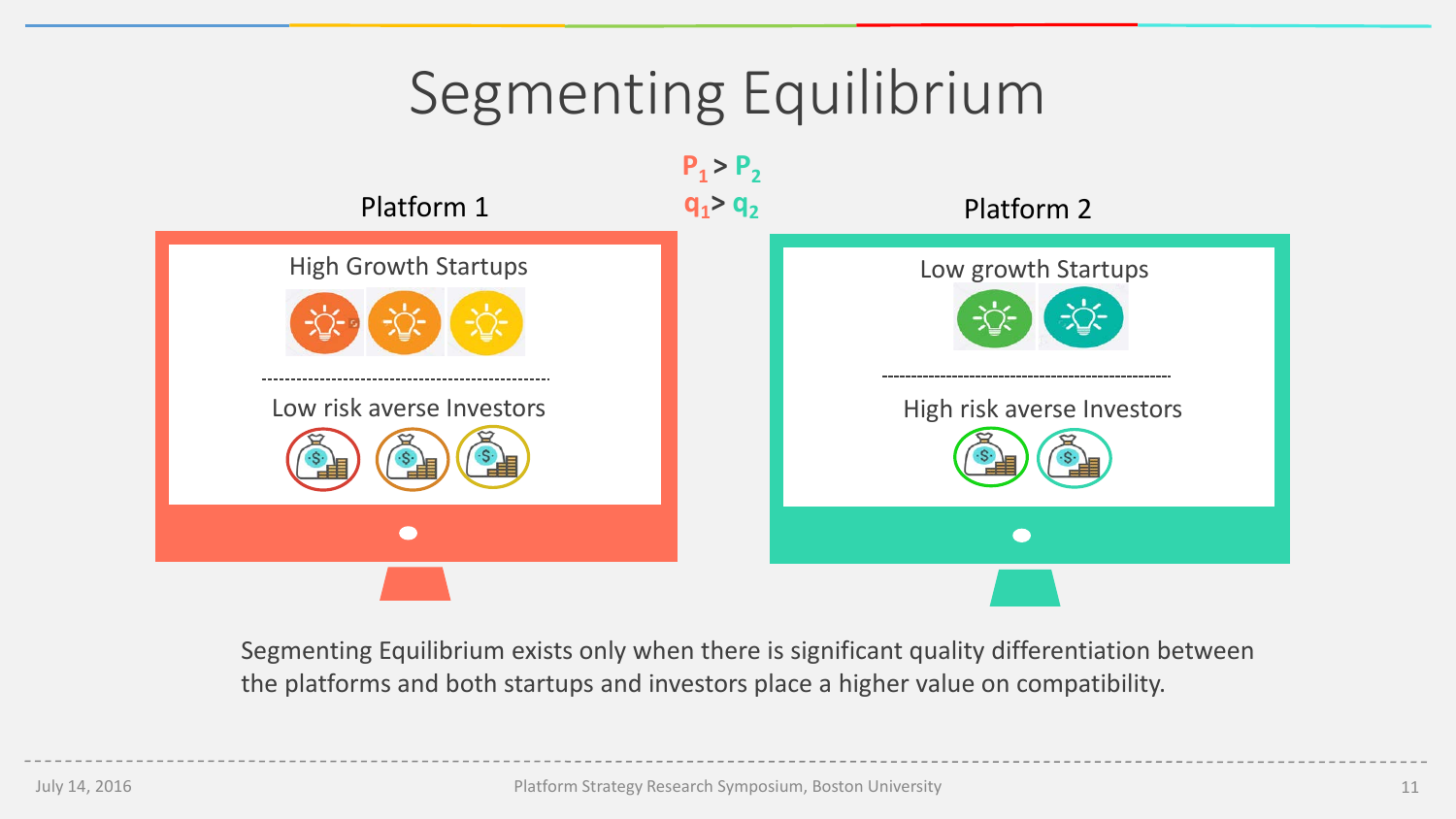# Segmenting Equilibrium

$P_1 > P_2$

$q_1 > q_2$

## Platform 1

High Growth Startups

Low risk averse Investors

## Platform 2

Low growth Startups

High risk averse Investors

Segmenting Equilibrium exists only when there is significant quality differentiation between the platforms and both startups and investors place a higher value on compatibility.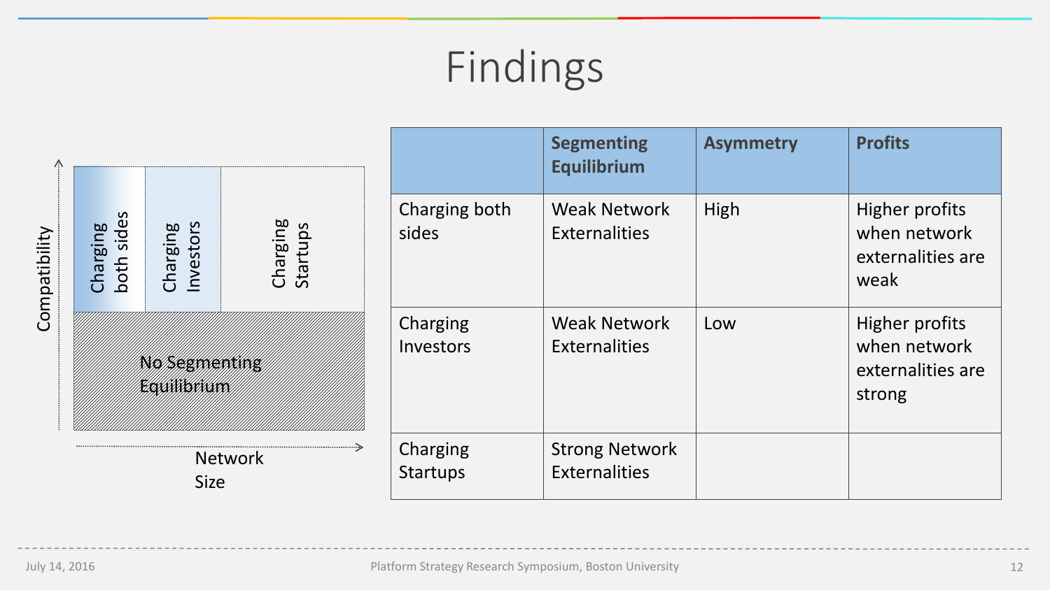# Findings

Compatibility

| Charging both sides | Charging Investors | Charging Startups |
|---|---|---|

No Segmenting Equilibrium

Network Size

| | Segmenting Equilibrium | Asymmetry | Profits |
|---|---|---|---|
| Charging both sides | Weak Network Externalities | High | Higher profits when network externalities are weak |
| Charging Investors | Weak Network Externalities | Low | Higher profits when network externalities are strong |
| Charging Startups | Strong Network Externalities | | |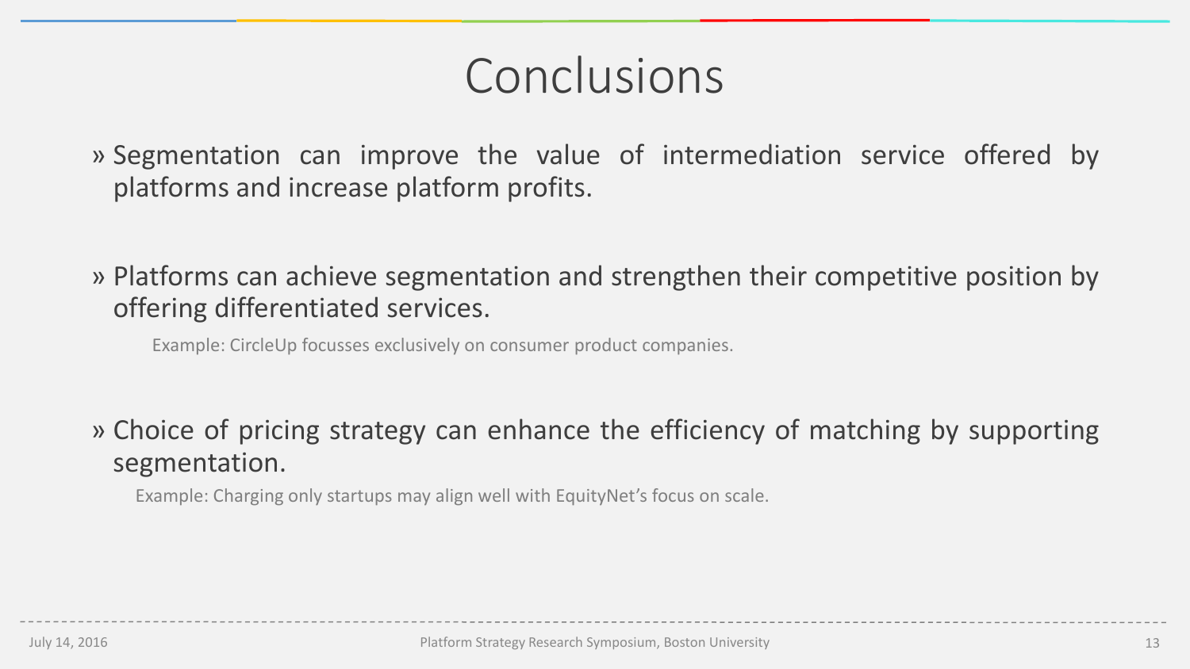# Conclusions

» Segmentation can improve the value of intermediation service offered by platforms and increase platform profits.

» Platforms can achieve segmentation and strengthen their competitive position by offering differentiated services.

Example: CircleUp focusses exclusively on consumer product companies.

» Choice of pricing strategy can enhance the efficiency of matching by supporting segmentation.

Example: Charging only startups may align well with EquityNet's focus on scale.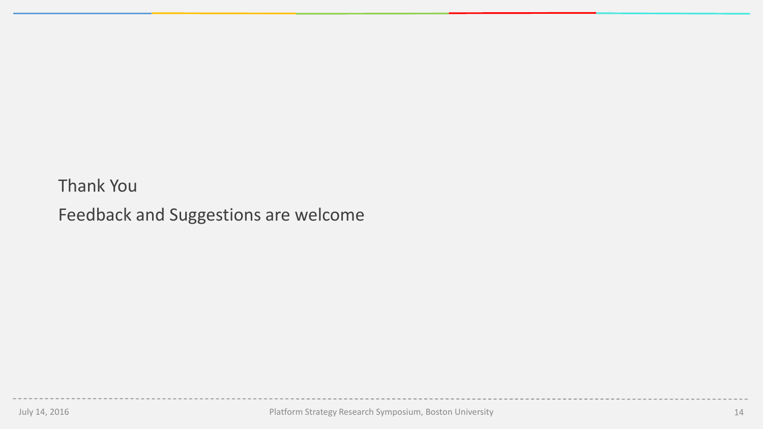Thank You

Feedback and Suggestions are welcome